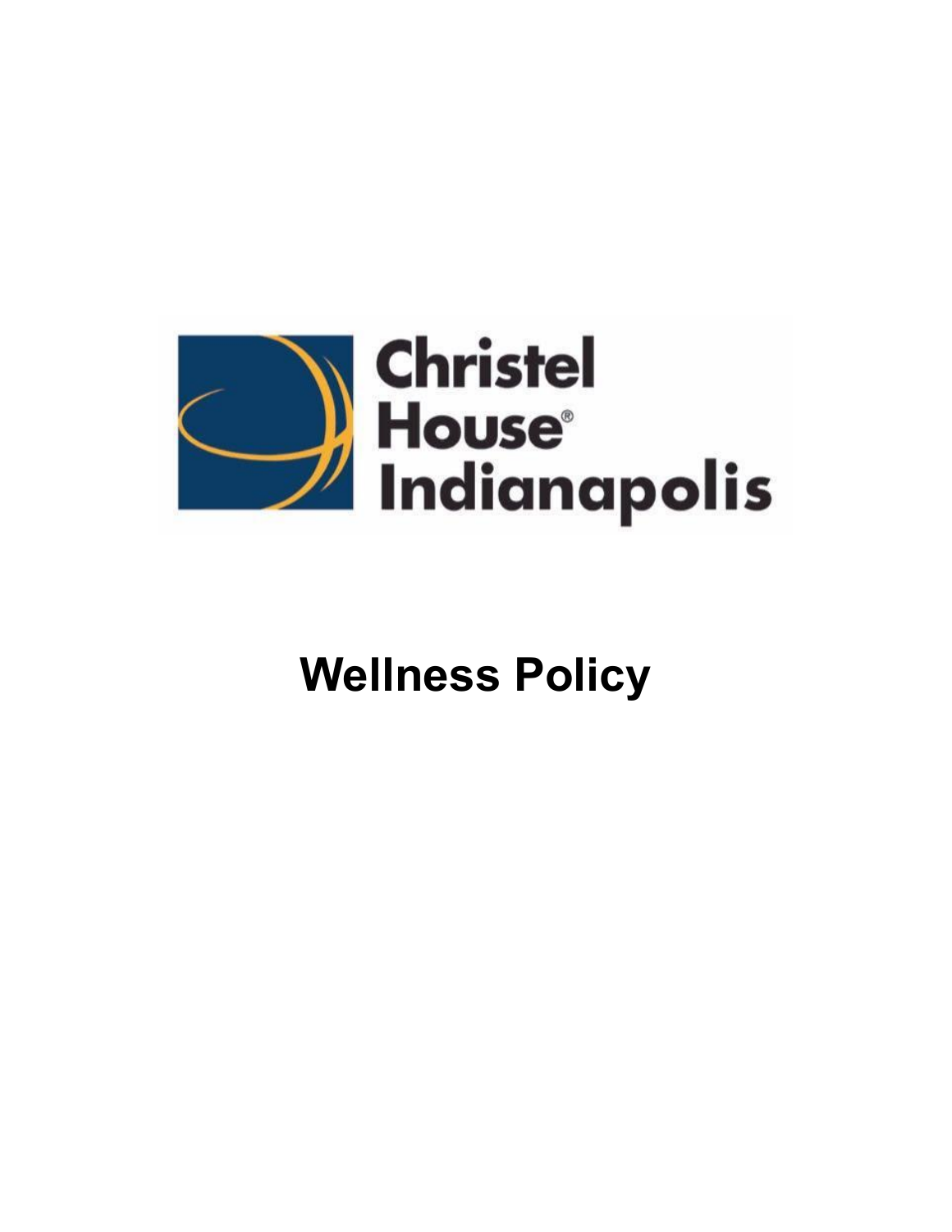Christel House® Indianapolis

# Wellness Policy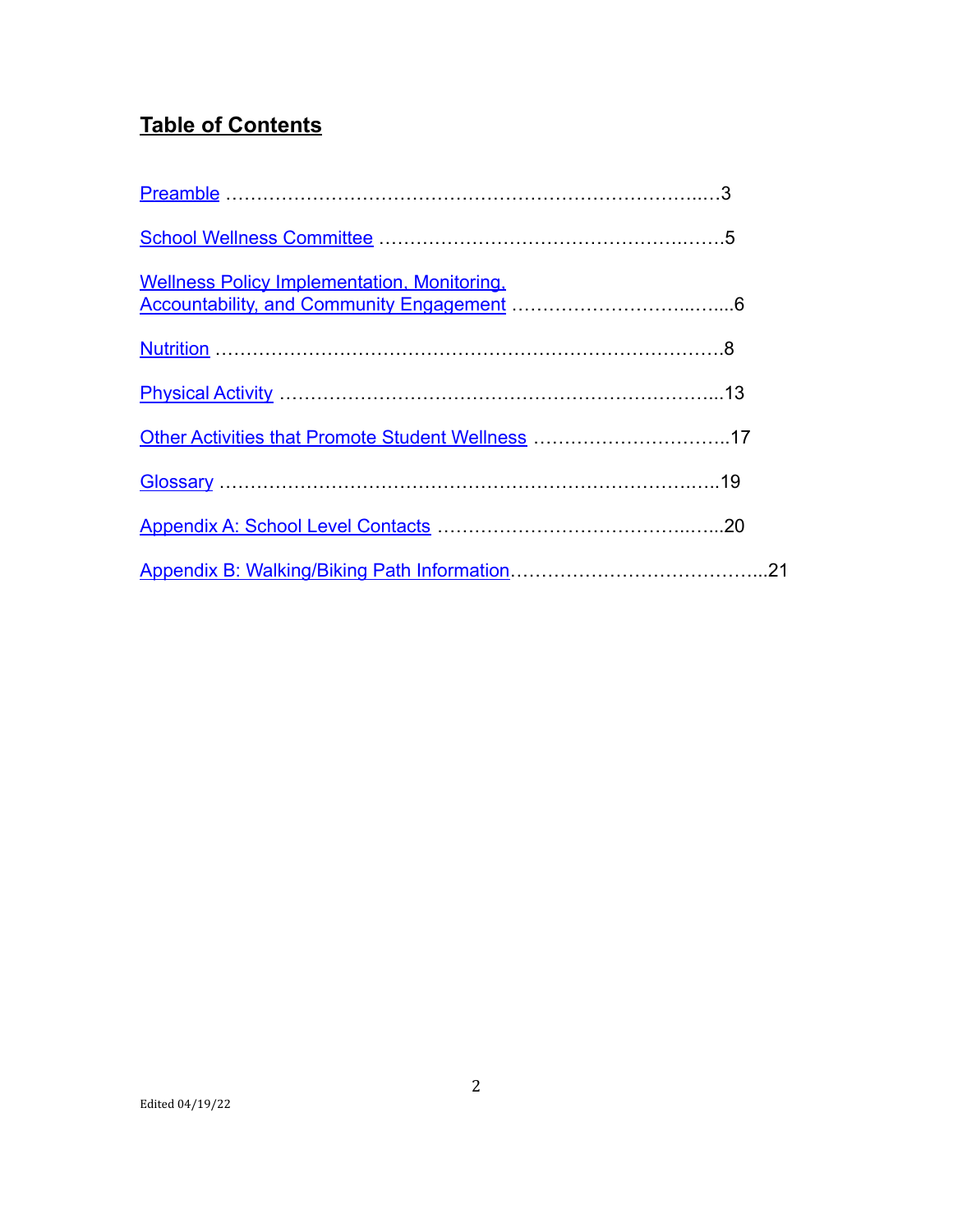## Table of Contents

Preamble ………………………………………………………………..…3

School Wellness Committee ……………………………………….…….5

Wellness Policy Implementation, Monitoring, Accountability, and Community Engagement ………………………..…....6

Nutrition …………………………………………………………………….8

Physical Activity ……………………………………………….………...13

Other Activities that Promote Student Wellness …………………………..17

Glossary ………………………………………………………………..…..19

Appendix A: School Level Contacts ………………………………..…...20

Appendix B: Walking/Biking Path Information…………………………………...21

Edited 04/19/22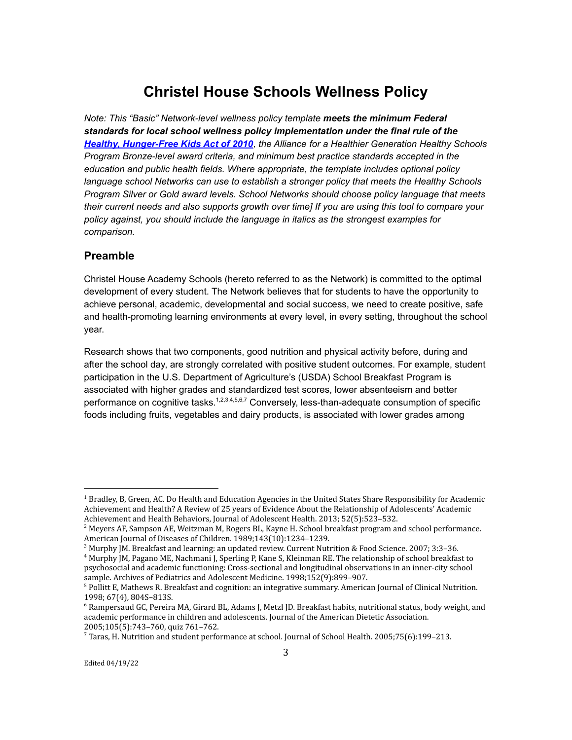# Christel House Schools Wellness Policy

*Note: This "Basic" Network-level wellness policy template **meets the minimum Federal standards for local school wellness policy implementation under the final rule of the [Healthy, Hunger-Free Kids Act of 2010](#)**, the Alliance for a Healthier Generation Healthy Schools Program Bronze-level award criteria, and minimum best practice standards accepted in the education and public health fields. Where appropriate, the template includes optional policy language school Networks can use to establish a stronger policy that meets the Healthy Schools Program Silver or Gold award levels. School Networks should choose policy language that meets their current needs and also supports growth over time] If you are using this tool to compare your policy against, you should include the language in italics as the strongest examples for comparison.*

## Preamble

Christel House Academy Schools (hereto referred to as the Network) is committed to the optimal development of every student. The Network believes that for students to have the opportunity to achieve personal, academic, developmental and social success, we need to create positive, safe and health-promoting learning environments at every level, in every setting, throughout the school year.

Research shows that two components, good nutrition and physical activity before, during and after the school day, are strongly correlated with positive student outcomes. For example, student participation in the U.S. Department of Agriculture's (USDA) School Breakfast Program is associated with higher grades and standardized test scores, lower absenteeism and better performance on cognitive tasks.[1,2,3,4,5,6,7] Conversely, less-than-adequate consumption of specific foods including fruits, vegetables and dairy products, is associated with lower grades among

---

[1] Bradley, B, Green, AC. Do Health and Education Agencies in the United States Share Responsibility for Academic Achievement and Health? A Review of 25 years of Evidence About the Relationship of Adolescents' Academic Achievement and Health Behaviors, Journal of Adolescent Health. 2013; 52(5):523–532.

[2] Meyers AF, Sampson AE, Weitzman M, Rogers BL, Kayne H. School breakfast program and school performance. American Journal of Diseases of Children. 1989;143(10):1234–1239.

[3] Murphy JM. Breakfast and learning: an updated review. Current Nutrition & Food Science. 2007; 3:3–36.

[4] Murphy JM, Pagano ME, Nachmani J, Sperling P, Kane S, Kleinman RE. The relationship of school breakfast to psychosocial and academic functioning: Cross-sectional and longitudinal observations in an inner-city school sample. Archives of Pediatrics and Adolescent Medicine. 1998;152(9):899–907.

[5] Pollitt E, Mathews R. Breakfast and cognition: an integrative summary. American Journal of Clinical Nutrition. 1998; 67(4), 804S–813S.

[6] Rampersaud GC, Pereira MA, Girard BL, Adams J, Metzl JD. Breakfast habits, nutritional status, body weight, and academic performance in children and adolescents. Journal of the American Dietetic Association. 2005;105(5):743–760, quiz 761–762.

[7] Taras, H. Nutrition and student performance at school. Journal of School Health. 2005;75(6):199–213.

Edited 04/19/22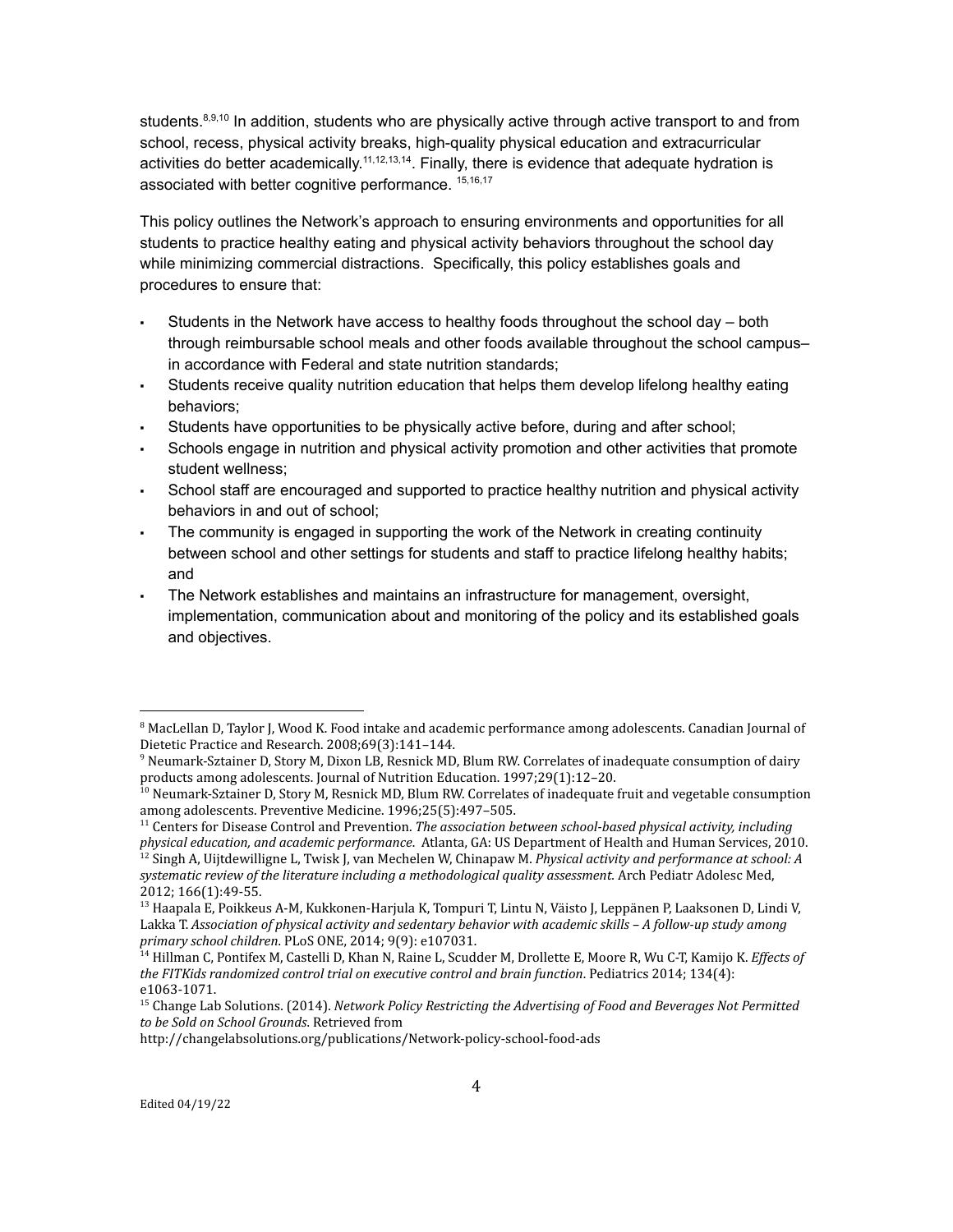students.[8,9,10] In addition, students who are physically active through active transport to and from school, recess, physical activity breaks, high-quality physical education and extracurricular activities do better academically.[11,12,13,14]. Finally, there is evidence that adequate hydration is associated with better cognitive performance. [15,16,17]

This policy outlines the Network's approach to ensuring environments and opportunities for all students to practice healthy eating and physical activity behaviors throughout the school day while minimizing commercial distractions. Specifically, this policy establishes goals and procedures to ensure that:

- Students in the Network have access to healthy foods throughout the school day – both through reimbursable school meals and other foods available throughout the school campus– in accordance with Federal and state nutrition standards;
- Students receive quality nutrition education that helps them develop lifelong healthy eating behaviors;
- Students have opportunities to be physically active before, during and after school;
- Schools engage in nutrition and physical activity promotion and other activities that promote student wellness;
- School staff are encouraged and supported to practice healthy nutrition and physical activity behaviors in and out of school;
- The community is engaged in supporting the work of the Network in creating continuity between school and other settings for students and staff to practice lifelong healthy habits; and
- The Network establishes and maintains an infrastructure for management, oversight, implementation, communication about and monitoring of the policy and its established goals and objectives.

---

[8] MacLellan D, Taylor J, Wood K. Food intake and academic performance among adolescents. Canadian Journal of Dietetic Practice and Research. 2008;69(3):141–144.

[9] Neumark-Sztainer D, Story M, Dixon LB, Resnick MD, Blum RW. Correlates of inadequate consumption of dairy products among adolescents. Journal of Nutrition Education. 1997;29(1):12–20.

[10] Neumark-Sztainer D, Story M, Resnick MD, Blum RW. Correlates of inadequate fruit and vegetable consumption among adolescents. Preventive Medicine. 1996;25(5):497–505.

[11] Centers for Disease Control and Prevention. *The association between school-based physical activity, including physical education, and academic performance*. Atlanta, GA: US Department of Health and Human Services, 2010.

[12] Singh A, Uijtdewilligne L, Twisk J, van Mechelen W, Chinapaw M. *Physical activity and performance at school: A systematic review of the literature including a methodological quality assessment.* Arch Pediatr Adolesc Med, 2012; 166(1):49-55.

[13] Haapala E, Poikkeus A-M, Kukkonen-Harjula K, Tompuri T, Lintu N, Väisto J, Leppänen P, Laaksonen D, Lindi V, Lakka T. *Association of physical activity and sedentary behavior with academic skills – A follow-up study among primary school children*. PLoS ONE, 2014; 9(9): e107031.

[14] Hillman C, Pontifex M, Castelli D, Khan N, Raine L, Scudder M, Drollette E, Moore R, Wu C-T, Kamijo K. *Effects of the FITKids randomized control trial on executive control and brain function*. Pediatrics 2014; 134(4): e1063-1071.

[15] Change Lab Solutions. (2014). *Network Policy Restricting the Advertising of Food and Beverages Not Permitted to be Sold on School Grounds*. Retrieved from http://changelabsolutions.org/publications/Network-policy-school-food-ads

Edited 04/19/22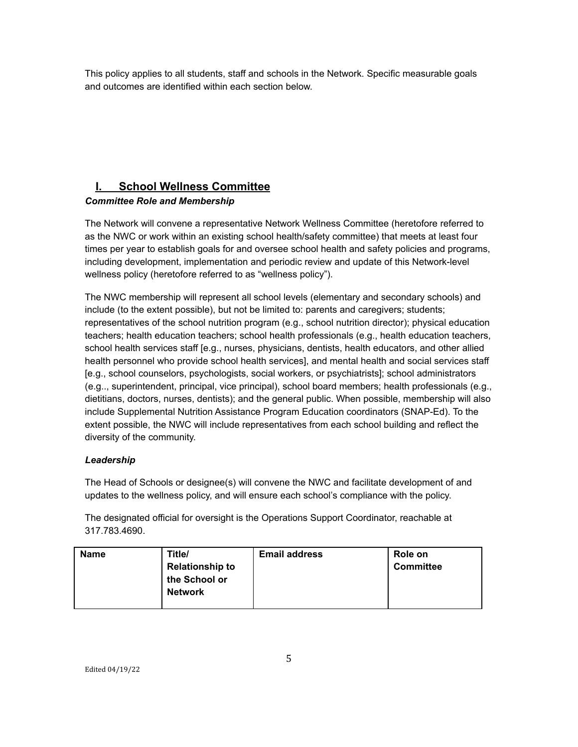This policy applies to all students, staff and schools in the Network. Specific measurable goals and outcomes are identified within each section below.

## I. School Wellness Committee

***Committee Role and Membership***

The Network will convene a representative Network Wellness Committee (heretofore referred to as the NWC or work within an existing school health/safety committee) that meets at least four times per year to establish goals for and oversee school health and safety policies and programs, including development, implementation and periodic review and update of this Network-level wellness policy (heretofore referred to as "wellness policy").

The NWC membership will represent all school levels (elementary and secondary schools) and include (to the extent possible), but not be limited to: parents and caregivers; students; representatives of the school nutrition program (e.g., school nutrition director); physical education teachers; health education teachers; school health professionals (e.g., health education teachers, school health services staff [e.g., nurses, physicians, dentists, health educators, and other allied health personnel who provide school health services], and mental health and social services staff [e.g., school counselors, psychologists, social workers, or psychiatrists]; school administrators (e.g.., superintendent, principal, vice principal), school board members; health professionals (e.g., dietitians, doctors, nurses, dentists); and the general public. When possible, membership will also include Supplemental Nutrition Assistance Program Education coordinators (SNAP-Ed). To the extent possible, the NWC will include representatives from each school building and reflect the diversity of the community.

***Leadership***

The Head of Schools or designee(s) will convene the NWC and facilitate development of and updates to the wellness policy, and will ensure each school's compliance with the policy.

The designated official for oversight is the Operations Support Coordinator, reachable at 317.783.4690.

| Name | Title/ Relationship to the School or Network | Email address | Role on Committee |
|---|---|---|---|

Edited 04/19/22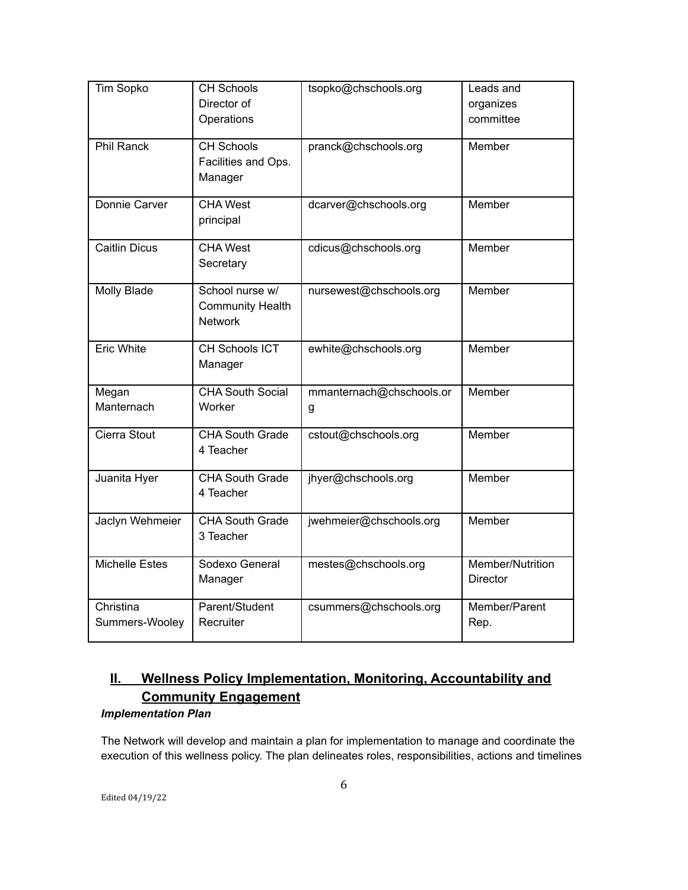| Tim Sopko | CH Schools Director of Operations | tsopko@chschools.org | Leads and organizes committee |
|---|---|---|---|
| Phil Ranck | CH Schools Facilities and Ops. Manager | pranck@chschools.org | Member |
| Donnie Carver | CHA West principal | dcarver@chschools.org | Member |
| Caitlin Dicus | CHA West Secretary | cdicus@chschools.org | Member |
| Molly Blade | School nurse w/ Community Health Network | nursewest@chschools.org | Member |
| Eric White | CH Schools ICT Manager | ewhite@chschools.org | Member |
| Megan Manternach | CHA South Social Worker | mmanternach@chschools.org | Member |
| Cierra Stout | CHA South Grade 4 Teacher | cstout@chschools.org | Member |
| Juanita Hyer | CHA South Grade 4 Teacher | jhyer@chschools.org | Member |
| Jaclyn Wehmeier | CHA South Grade 3 Teacher | jwehmeier@chschools.org | Member |
| Michelle Estes | Sodexo General Manager | mestes@chschools.org | Member/Nutrition Director |
| Christina Summers-Wooley | Parent/Student Recruiter | csummers@chschools.org | Member/Parent Rep. |

## II. Wellness Policy Implementation, Monitoring, Accountability and Community Engagement

***Implementation Plan***

The Network will develop and maintain a plan for implementation to manage and coordinate the execution of this wellness policy. The plan delineates roles, responsibilities, actions and timelines

Edited 04/19/22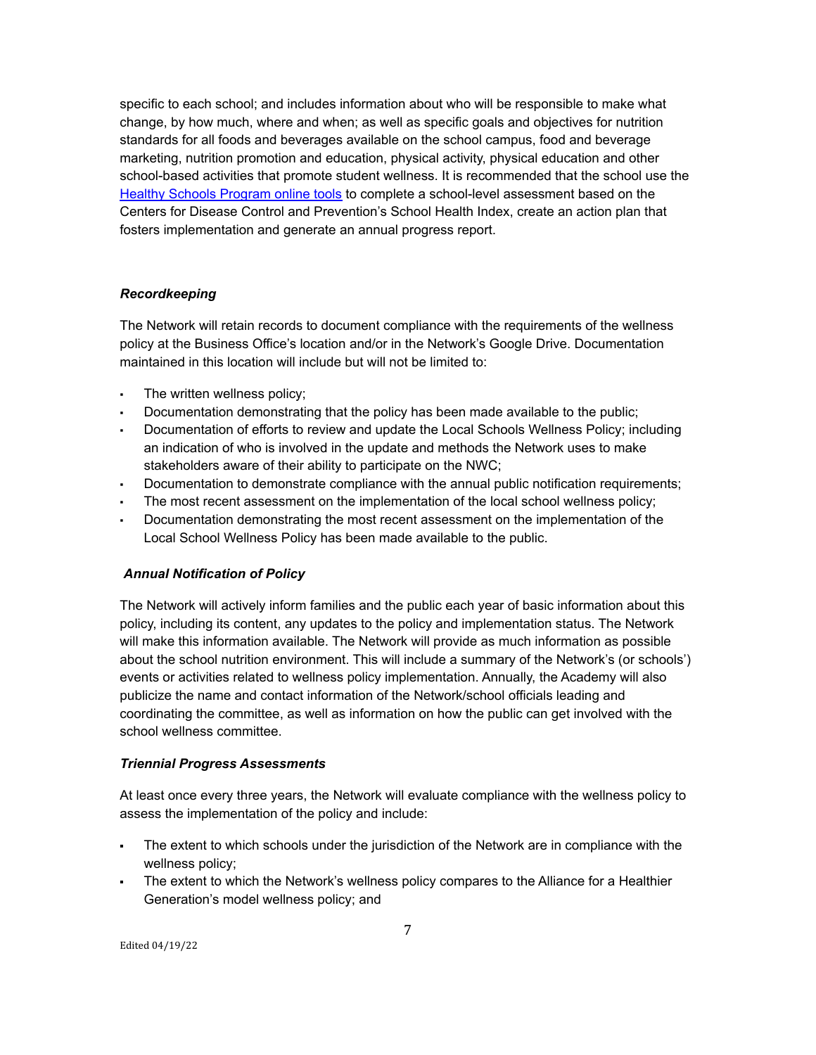specific to each school; and includes information about who will be responsible to make what change, by how much, where and when; as well as specific goals and objectives for nutrition standards for all foods and beverages available on the school campus, food and beverage marketing, nutrition promotion and education, physical activity, physical education and other school-based activities that promote student wellness. It is recommended that the school use the [Healthy Schools Program online tools]() to complete a school-level assessment based on the Centers for Disease Control and Prevention's School Health Index, create an action plan that fosters implementation and generate an annual progress report.

***Recordkeeping***

The Network will retain records to document compliance with the requirements of the wellness policy at the Business Office's location and/or in the Network's Google Drive. Documentation maintained in this location will include but will not be limited to:

- The written wellness policy;
- Documentation demonstrating that the policy has been made available to the public;
- Documentation of efforts to review and update the Local Schools Wellness Policy; including an indication of who is involved in the update and methods the Network uses to make stakeholders aware of their ability to participate on the NWC;
- Documentation to demonstrate compliance with the annual public notification requirements;
- The most recent assessment on the implementation of the local school wellness policy;
- Documentation demonstrating the most recent assessment on the implementation of the Local School Wellness Policy has been made available to the public.

***Annual Notification of Policy***

The Network will actively inform families and the public each year of basic information about this policy, including its content, any updates to the policy and implementation status. The Network will make this information available. The Network will provide as much information as possible about the school nutrition environment. This will include a summary of the Network's (or schools') events or activities related to wellness policy implementation. Annually, the Academy will also publicize the name and contact information of the Network/school officials leading and coordinating the committee, as well as information on how the public can get involved with the school wellness committee.

***Triennial Progress Assessments***

At least once every three years, the Network will evaluate compliance with the wellness policy to assess the implementation of the policy and include:

- The extent to which schools under the jurisdiction of the Network are in compliance with the wellness policy;
- The extent to which the Network's wellness policy compares to the Alliance for a Healthier Generation's model wellness policy; and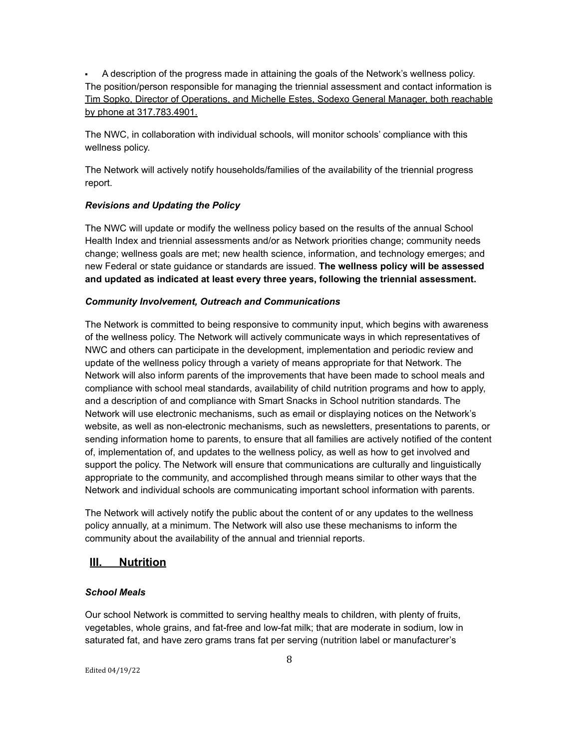- A description of the progress made in attaining the goals of the Network's wellness policy.

The position/person responsible for managing the triennial assessment and contact information is Tim Sopko, Director of Operations, and Michelle Estes, Sodexo General Manager, both reachable by phone at 317.783.4901.

The NWC, in collaboration with individual schools, will monitor schools' compliance with this wellness policy.

The Network will actively notify households/families of the availability of the triennial progress report.

***Revisions and Updating the Policy***

The NWC will update or modify the wellness policy based on the results of the annual School Health Index and triennial assessments and/or as Network priorities change; community needs change; wellness goals are met; new health science, information, and technology emerges; and new Federal or state guidance or standards are issued. **The wellness policy will be assessed and updated as indicated at least every three years, following the triennial assessment.**

***Community Involvement, Outreach and Communications***

The Network is committed to being responsive to community input, which begins with awareness of the wellness policy. The Network will actively communicate ways in which representatives of NWC and others can participate in the development, implementation and periodic review and update of the wellness policy through a variety of means appropriate for that Network. The Network will also inform parents of the improvements that have been made to school meals and compliance with school meal standards, availability of child nutrition programs and how to apply, and a description of and compliance with Smart Snacks in School nutrition standards. The Network will use electronic mechanisms, such as email or displaying notices on the Network's website, as well as non-electronic mechanisms, such as newsletters, presentations to parents, or sending information home to parents, to ensure that all families are actively notified of the content of, implementation of, and updates to the wellness policy, as well as how to get involved and support the policy. The Network will ensure that communications are culturally and linguistically appropriate to the community, and accomplished through means similar to other ways that the Network and individual schools are communicating important school information with parents.

The Network will actively notify the public about the content of or any updates to the wellness policy annually, at a minimum. The Network will also use these mechanisms to inform the community about the availability of the annual and triennial reports.

## III. Nutrition

***School Meals***

Our school Network is committed to serving healthy meals to children, with plenty of fruits, vegetables, whole grains, and fat-free and low-fat milk; that are moderate in sodium, low in saturated fat, and have zero grams trans fat per serving (nutrition label or manufacturer's

Edited 04/19/22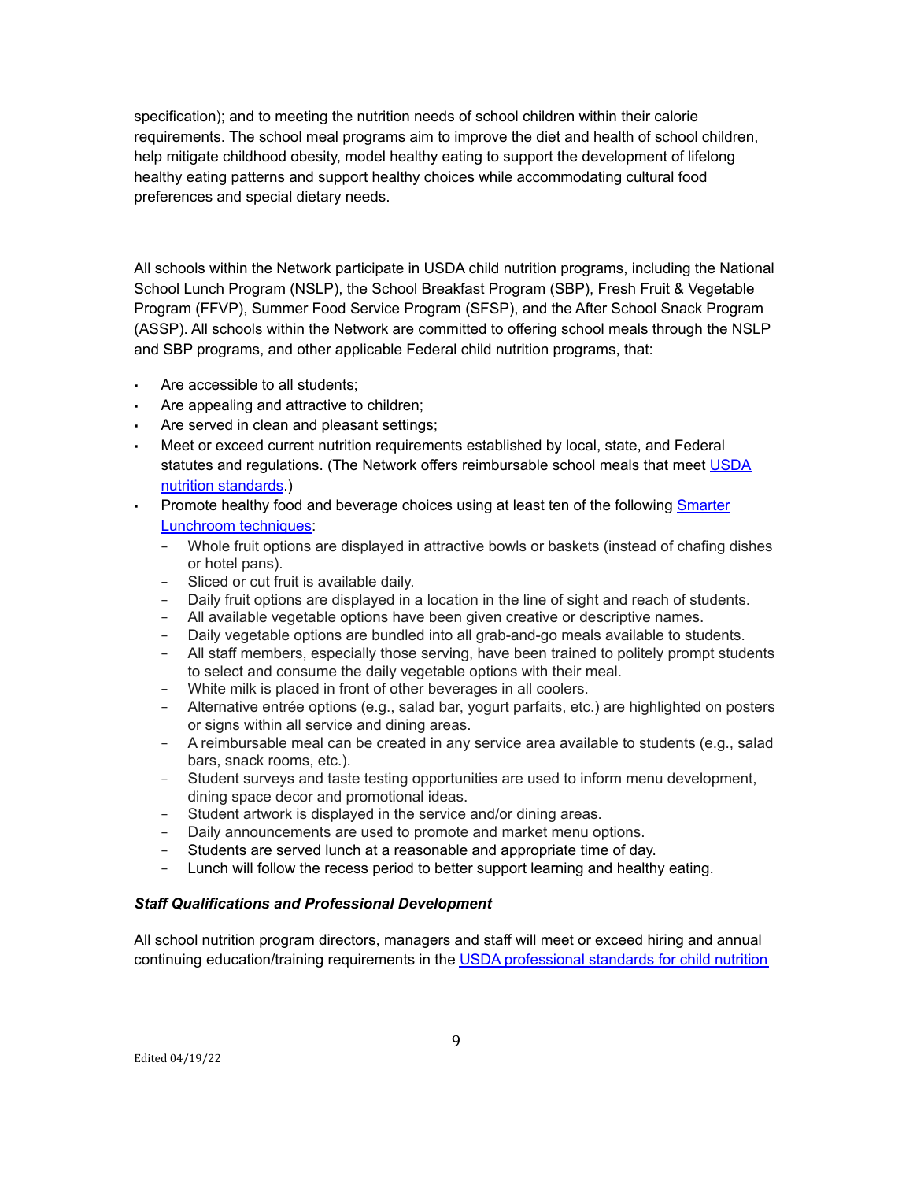specification); and to meeting the nutrition needs of school children within their calorie requirements. The school meal programs aim to improve the diet and health of school children, help mitigate childhood obesity, model healthy eating to support the development of lifelong healthy eating patterns and support healthy choices while accommodating cultural food preferences and special dietary needs.

All schools within the Network participate in USDA child nutrition programs, including the National School Lunch Program (NSLP), the School Breakfast Program (SBP), Fresh Fruit & Vegetable Program (FFVP), Summer Food Service Program (SFSP), and the After School Snack Program (ASSP). All schools within the Network are committed to offering school meals through the NSLP and SBP programs, and other applicable Federal child nutrition programs, that:

- Are accessible to all students;
- Are appealing and attractive to children;
- Are served in clean and pleasant settings;
- Meet or exceed current nutrition requirements established by local, state, and Federal statutes and regulations. (The Network offers reimbursable school meals that meet [USDA nutrition standards](#).)
- Promote healthy food and beverage choices using at least ten of the following [Smarter Lunchroom techniques](#):
  - Whole fruit options are displayed in attractive bowls or baskets (instead of chafing dishes or hotel pans).
  - Sliced or cut fruit is available daily.
  - Daily fruit options are displayed in a location in the line of sight and reach of students.
  - All available vegetable options have been given creative or descriptive names.
  - Daily vegetable options are bundled into all grab-and-go meals available to students.
  - All staff members, especially those serving, have been trained to politely prompt students to select and consume the daily vegetable options with their meal.
  - White milk is placed in front of other beverages in all coolers.
  - Alternative entrée options (e.g., salad bar, yogurt parfaits, etc.) are highlighted on posters or signs within all service and dining areas.
  - A reimbursable meal can be created in any service area available to students (e.g., salad bars, snack rooms, etc.).
  - Student surveys and taste testing opportunities are used to inform menu development, dining space decor and promotional ideas.
  - Student artwork is displayed in the service and/or dining areas.
  - Daily announcements are used to promote and market menu options.
  - Students are served lunch at a reasonable and appropriate time of day.
  - Lunch will follow the recess period to better support learning and healthy eating.

***Staff Qualifications and Professional Development***

All school nutrition program directors, managers and staff will meet or exceed hiring and annual continuing education/training requirements in the [USDA professional standards for child nutrition](#)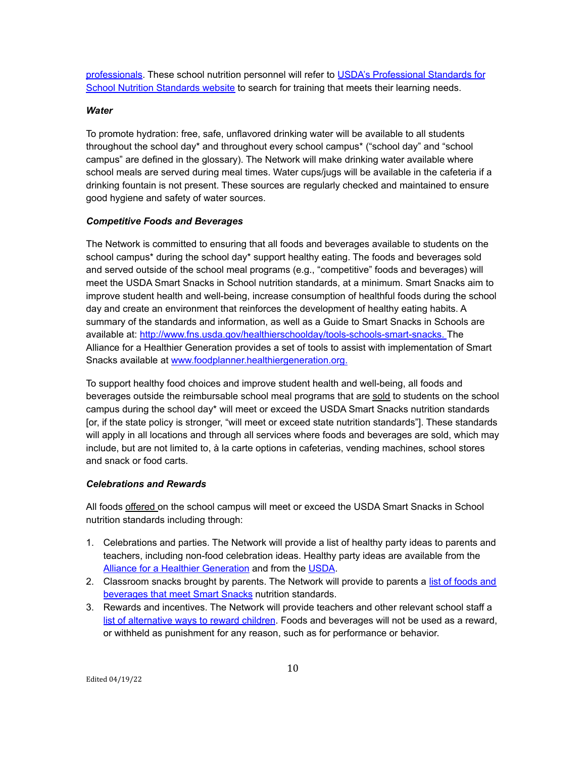professionals. These school nutrition personnel will refer to USDA's Professional Standards for School Nutrition Standards website to search for training that meets their learning needs.

***Water***

To promote hydration: free, safe, unflavored drinking water will be available to all students throughout the school day* and throughout every school campus* ("school day" and "school campus" are defined in the glossary). The Network will make drinking water available where school meals are served during meal times. Water cups/jugs will be available in the cafeteria if a drinking fountain is not present. These sources are regularly checked and maintained to ensure good hygiene and safety of water sources.

***Competitive Foods and Beverages***

The Network is committed to ensuring that all foods and beverages available to students on the school campus* during the school day* support healthy eating. The foods and beverages sold and served outside of the school meal programs (e.g., "competitive" foods and beverages) will meet the USDA Smart Snacks in School nutrition standards, at a minimum. Smart Snacks aim to improve student health and well-being, increase consumption of healthful foods during the school day and create an environment that reinforces the development of healthy eating habits. A summary of the standards and information, as well as a Guide to Smart Snacks in Schools are available at: http://www.fns.usda.gov/healthierschoolday/tools-schools-smart-snacks. The Alliance for a Healthier Generation provides a set of tools to assist with implementation of Smart Snacks available at www.foodplanner.healthiergeneration.org.

To support healthy food choices and improve student health and well-being, all foods and beverages outside the reimbursable school meal programs that are sold to students on the school campus during the school day* will meet or exceed the USDA Smart Snacks nutrition standards [or, if the state policy is stronger, "will meet or exceed state nutrition standards"]. These standards will apply in all locations and through all services where foods and beverages are sold, which may include, but are not limited to, à la carte options in cafeterias, vending machines, school stores and snack or food carts.

***Celebrations and Rewards***

All foods offered on the school campus will meet or exceed the USDA Smart Snacks in School nutrition standards including through:

1. Celebrations and parties. The Network will provide a list of healthy party ideas to parents and teachers, including non-food celebration ideas. Healthy party ideas are available from the Alliance for a Healthier Generation and from the USDA.
2. Classroom snacks brought by parents. The Network will provide to parents a list of foods and beverages that meet Smart Snacks nutrition standards.
3. Rewards and incentives. The Network will provide teachers and other relevant school staff a list of alternative ways to reward children. Foods and beverages will not be used as a reward, or withheld as punishment for any reason, such as for performance or behavior.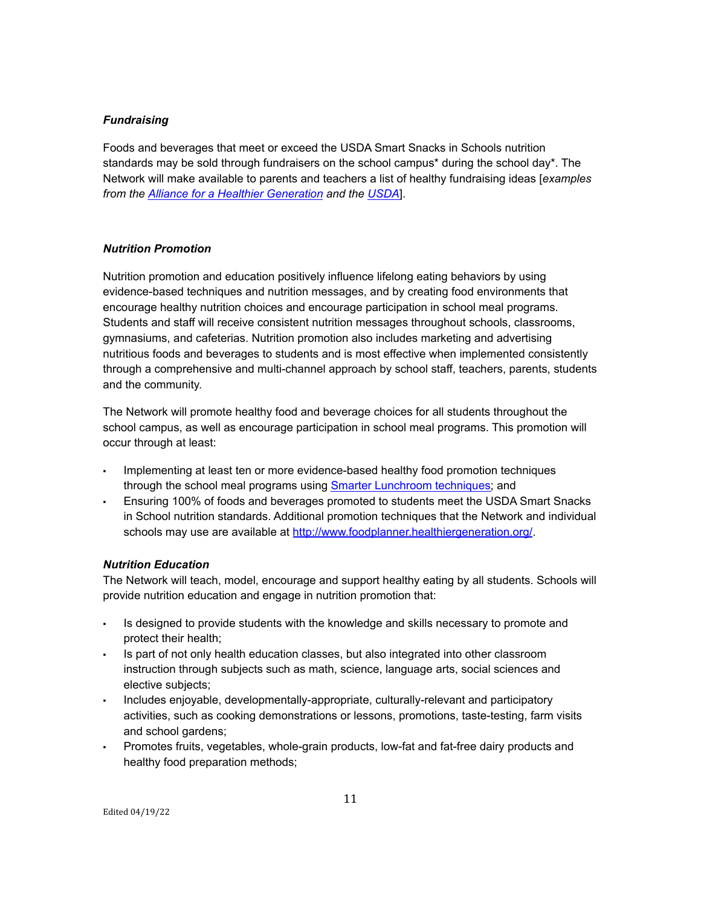***Fundraising***

Foods and beverages that meet or exceed the USDA Smart Snacks in Schools nutrition standards may be sold through fundraisers on the school campus* during the school day*. The Network will make available to parents and teachers a list of healthy fundraising ideas [*examples from the Alliance for a Healthier Generation and the USDA*].

***Nutrition Promotion***

Nutrition promotion and education positively influence lifelong eating behaviors by using evidence-based techniques and nutrition messages, and by creating food environments that encourage healthy nutrition choices and encourage participation in school meal programs. Students and staff will receive consistent nutrition messages throughout schools, classrooms, gymnasiums, and cafeterias. Nutrition promotion also includes marketing and advertising nutritious foods and beverages to students and is most effective when implemented consistently through a comprehensive and multi-channel approach by school staff, teachers, parents, students and the community.

The Network will promote healthy food and beverage choices for all students throughout the school campus, as well as encourage participation in school meal programs. This promotion will occur through at least:

- Implementing at least ten or more evidence-based healthy food promotion techniques through the school meal programs using Smarter Lunchroom techniques; and
- Ensuring 100% of foods and beverages promoted to students meet the USDA Smart Snacks in School nutrition standards. Additional promotion techniques that the Network and individual schools may use are available at http://www.foodplanner.healthiergeneration.org/.

***Nutrition Education***

The Network will teach, model, encourage and support healthy eating by all students. Schools will provide nutrition education and engage in nutrition promotion that:

- Is designed to provide students with the knowledge and skills necessary to promote and protect their health;
- Is part of not only health education classes, but also integrated into other classroom instruction through subjects such as math, science, language arts, social sciences and elective subjects;
- Includes enjoyable, developmentally-appropriate, culturally-relevant and participatory activities, such as cooking demonstrations or lessons, promotions, taste-testing, farm visits and school gardens;
- Promotes fruits, vegetables, whole-grain products, low-fat and fat-free dairy products and healthy food preparation methods;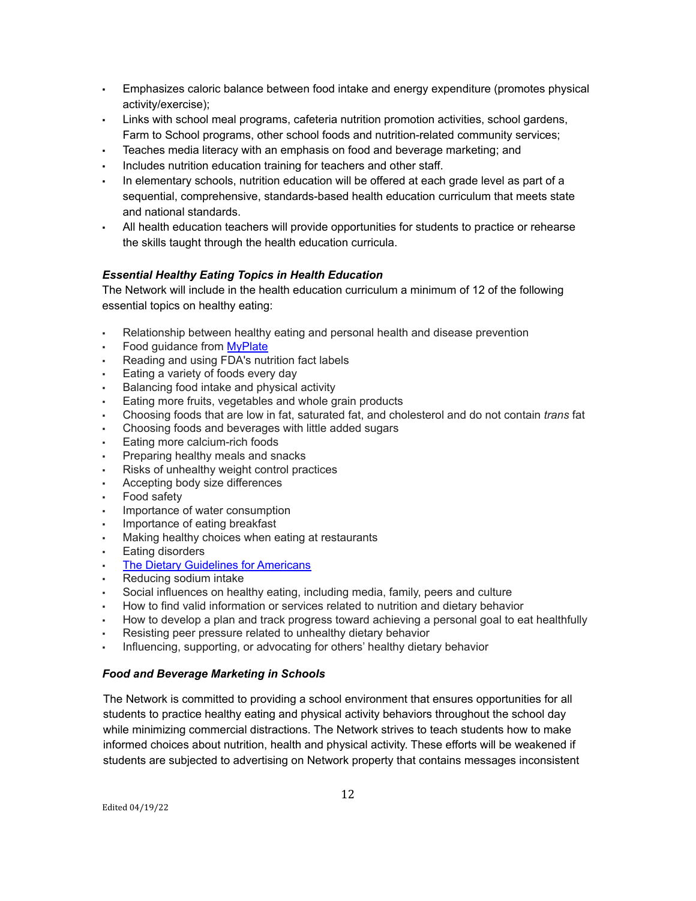- Emphasizes caloric balance between food intake and energy expenditure (promotes physical activity/exercise);
- Links with school meal programs, cafeteria nutrition promotion activities, school gardens, Farm to School programs, other school foods and nutrition-related community services;
- Teaches media literacy with an emphasis on food and beverage marketing; and
- Includes nutrition education training for teachers and other staff.
- In elementary schools, nutrition education will be offered at each grade level as part of a sequential, comprehensive, standards-based health education curriculum that meets state and national standards.
- All health education teachers will provide opportunities for students to practice or rehearse the skills taught through the health education curricula.

***Essential Healthy Eating Topics in Health Education***

The Network will include in the health education curriculum a minimum of 12 of the following essential topics on healthy eating:

- Relationship between healthy eating and personal health and disease prevention
- Food guidance from [MyPlate]
- Reading and using FDA's nutrition fact labels
- Eating a variety of foods every day
- Balancing food intake and physical activity
- Eating more fruits, vegetables and whole grain products
- Choosing foods that are low in fat, saturated fat, and cholesterol and do not contain *trans* fat
- Choosing foods and beverages with little added sugars
- Eating more calcium-rich foods
- Preparing healthy meals and snacks
- Risks of unhealthy weight control practices
- Accepting body size differences
- Food safety
- Importance of water consumption
- Importance of eating breakfast
- Making healthy choices when eating at restaurants
- Eating disorders
- [The Dietary Guidelines for Americans]
- Reducing sodium intake
- Social influences on healthy eating, including media, family, peers and culture
- How to find valid information or services related to nutrition and dietary behavior
- How to develop a plan and track progress toward achieving a personal goal to eat healthfully
- Resisting peer pressure related to unhealthy dietary behavior
- Influencing, supporting, or advocating for others' healthy dietary behavior

***Food and Beverage Marketing in Schools***

The Network is committed to providing a school environment that ensures opportunities for all students to practice healthy eating and physical activity behaviors throughout the school day while minimizing commercial distractions. The Network strives to teach students how to make informed choices about nutrition, health and physical activity. These efforts will be weakened if students are subjected to advertising on Network property that contains messages inconsistent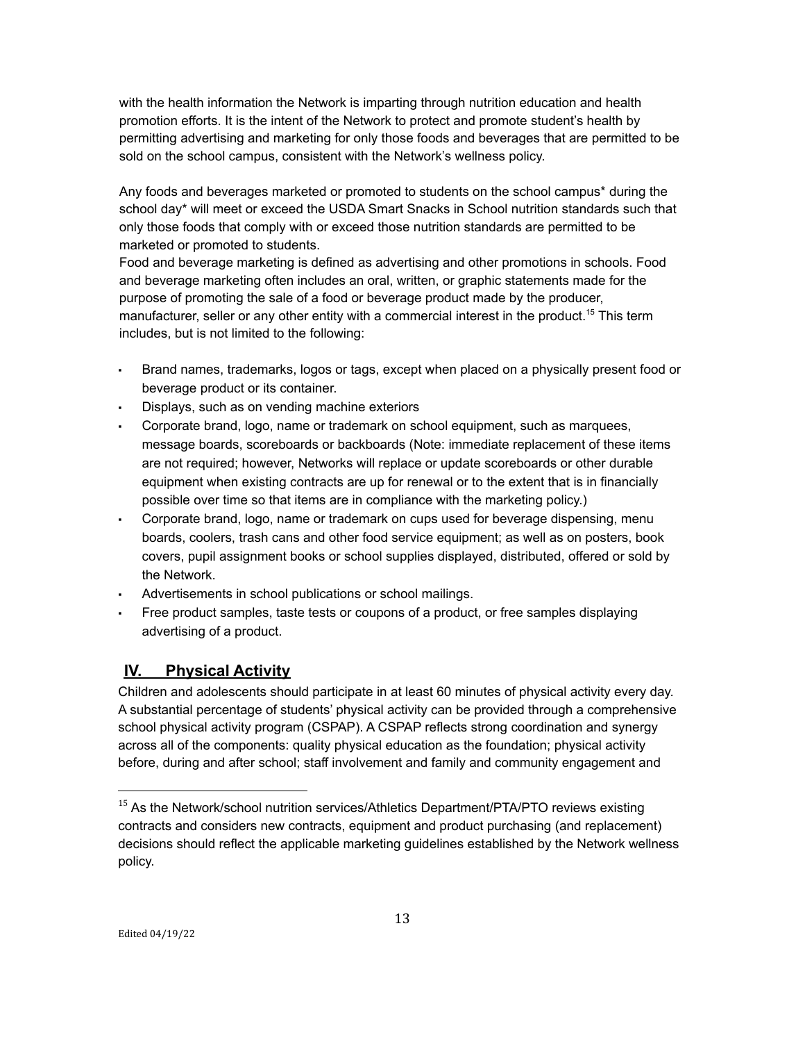with the health information the Network is imparting through nutrition education and health promotion efforts. It is the intent of the Network to protect and promote student's health by permitting advertising and marketing for only those foods and beverages that are permitted to be sold on the school campus, consistent with the Network's wellness policy.

Any foods and beverages marketed or promoted to students on the school campus* during the school day* will meet or exceed the USDA Smart Snacks in School nutrition standards such that only those foods that comply with or exceed those nutrition standards are permitted to be marketed or promoted to students.

Food and beverage marketing is defined as advertising and other promotions in schools. Food and beverage marketing often includes an oral, written, or graphic statements made for the purpose of promoting the sale of a food or beverage product made by the producer, manufacturer, seller or any other entity with a commercial interest in the product.[15] This term includes, but is not limited to the following:

- Brand names, trademarks, logos or tags, except when placed on a physically present food or beverage product or its container.
- Displays, such as on vending machine exteriors
- Corporate brand, logo, name or trademark on school equipment, such as marquees, message boards, scoreboards or backboards (Note: immediate replacement of these items are not required; however, Networks will replace or update scoreboards or other durable equipment when existing contracts are up for renewal or to the extent that is in financially possible over time so that items are in compliance with the marketing policy.)
- Corporate brand, logo, name or trademark on cups used for beverage dispensing, menu boards, coolers, trash cans and other food service equipment; as well as on posters, book covers, pupil assignment books or school supplies displayed, distributed, offered or sold by the Network.
- Advertisements in school publications or school mailings.
- Free product samples, taste tests or coupons of a product, or free samples displaying advertising of a product.

## IV. Physical Activity

Children and adolescents should participate in at least 60 minutes of physical activity every day. A substantial percentage of students' physical activity can be provided through a comprehensive school physical activity program (CSPAP). A CSPAP reflects strong coordination and synergy across all of the components: quality physical education as the foundation; physical activity before, during and after school; staff involvement and family and community engagement and

[15] As the Network/school nutrition services/Athletics Department/PTA/PTO reviews existing contracts and considers new contracts, equipment and product purchasing (and replacement) decisions should reflect the applicable marketing guidelines established by the Network wellness policy.

Edited 04/19/22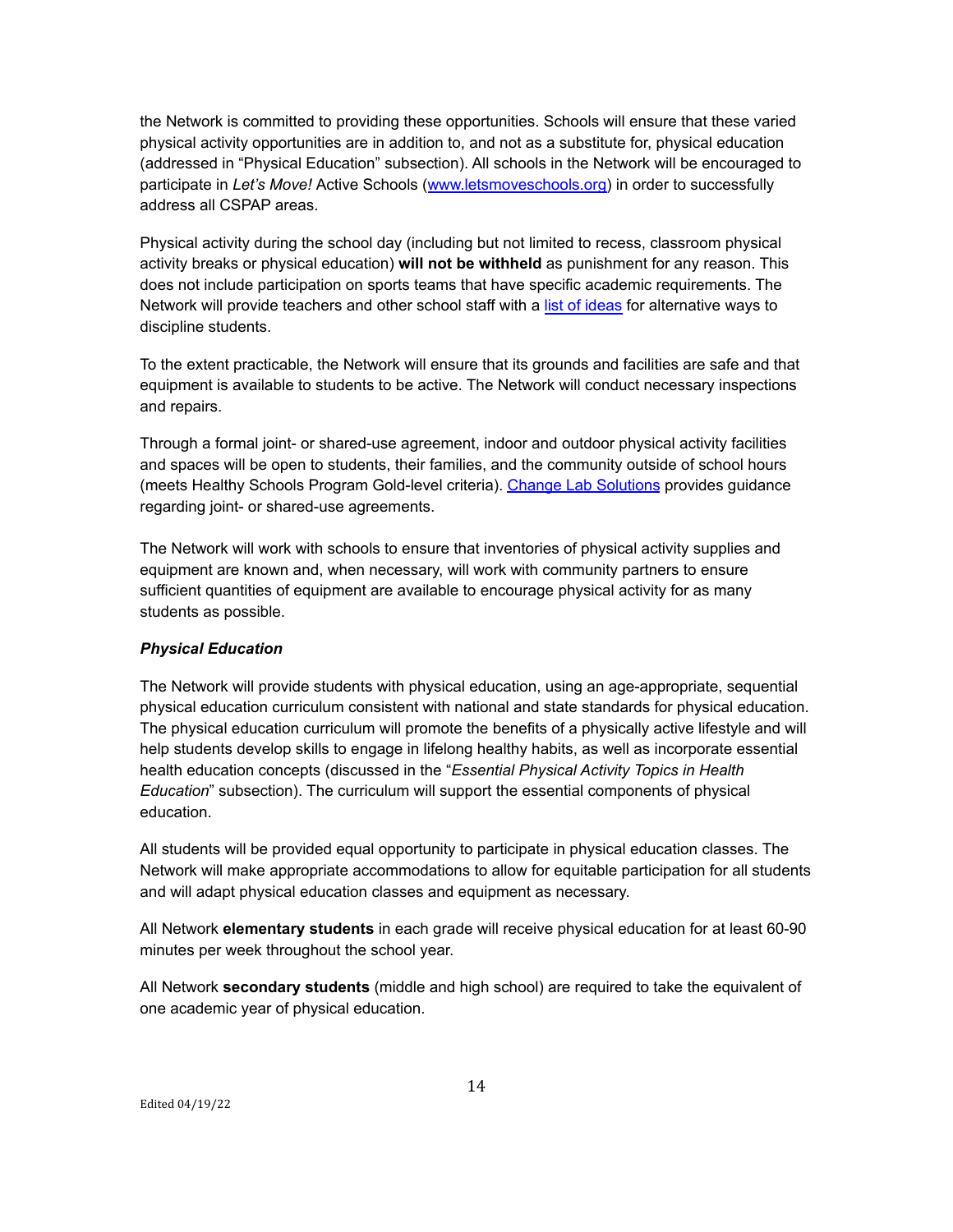the Network is committed to providing these opportunities. Schools will ensure that these varied physical activity opportunities are in addition to, and not as a substitute for, physical education (addressed in "Physical Education" subsection). All schools in the Network will be encouraged to participate in *Let's Move!* Active Schools ([www.letsmoveschools.org](www.letsmoveschools.org)) in order to successfully address all CSPAP areas.

Physical activity during the school day (including but not limited to recess, classroom physical activity breaks or physical education) **will not be withheld** as punishment for any reason. This does not include participation on sports teams that have specific academic requirements. The Network will provide teachers and other school staff with a list of ideas for alternative ways to discipline students.

To the extent practicable, the Network will ensure that its grounds and facilities are safe and that equipment is available to students to be active. The Network will conduct necessary inspections and repairs.

Through a formal joint- or shared-use agreement, indoor and outdoor physical activity facilities and spaces will be open to students, their families, and the community outside of school hours (meets Healthy Schools Program Gold-level criteria). Change Lab Solutions provides guidance regarding joint- or shared-use agreements.

The Network will work with schools to ensure that inventories of physical activity supplies and equipment are known and, when necessary, will work with community partners to ensure sufficient quantities of equipment are available to encourage physical activity for as many students as possible.

***Physical Education***

The Network will provide students with physical education, using an age-appropriate, sequential physical education curriculum consistent with national and state standards for physical education. The physical education curriculum will promote the benefits of a physically active lifestyle and will help students develop skills to engage in lifelong healthy habits, as well as incorporate essential health education concepts (discussed in the "*Essential Physical Activity Topics in Health Education*" subsection). The curriculum will support the essential components of physical education.

All students will be provided equal opportunity to participate in physical education classes. The Network will make appropriate accommodations to allow for equitable participation for all students and will adapt physical education classes and equipment as necessary.

All Network **elementary students** in each grade will receive physical education for at least 60-90 minutes per week throughout the school year.

All Network **secondary students** (middle and high school) are required to take the equivalent of one academic year of physical education.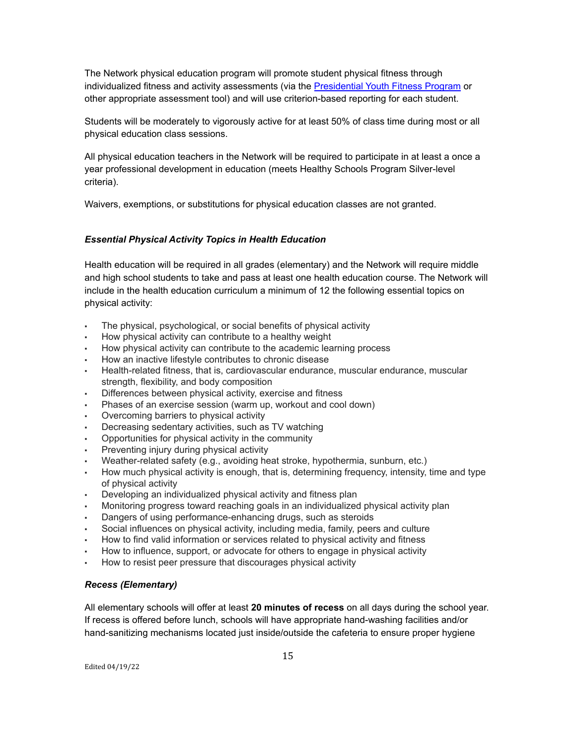The Network physical education program will promote student physical fitness through individualized fitness and activity assessments (via the [Presidential Youth Fitness Program] or other appropriate assessment tool) and will use criterion-based reporting for each student.

Students will be moderately to vigorously active for at least 50% of class time during most or all physical education class sessions.

All physical education teachers in the Network will be required to participate in at least a once a year professional development in education (meets Healthy Schools Program Silver-level criteria).

Waivers, exemptions, or substitutions for physical education classes are not granted.

### *Essential Physical Activity Topics in Health Education*

Health education will be required in all grades (elementary) and the Network will require middle and high school students to take and pass at least one health education course. The Network will include in the health education curriculum a minimum of 12 the following essential topics on physical activity:

- The physical, psychological, or social benefits of physical activity
- How physical activity can contribute to a healthy weight
- How physical activity can contribute to the academic learning process
- How an inactive lifestyle contributes to chronic disease
- Health-related fitness, that is, cardiovascular endurance, muscular endurance, muscular strength, flexibility, and body composition
- Differences between physical activity, exercise and fitness
- Phases of an exercise session (warm up, workout and cool down)
- Overcoming barriers to physical activity
- Decreasing sedentary activities, such as TV watching
- Opportunities for physical activity in the community
- Preventing injury during physical activity
- Weather-related safety (e.g., avoiding heat stroke, hypothermia, sunburn, etc.)
- How much physical activity is enough, that is, determining frequency, intensity, time and type of physical activity
- Developing an individualized physical activity and fitness plan
- Monitoring progress toward reaching goals in an individualized physical activity plan
- Dangers of using performance-enhancing drugs, such as steroids
- Social influences on physical activity, including media, family, peers and culture
- How to find valid information or services related to physical activity and fitness
- How to influence, support, or advocate for others to engage in physical activity
- How to resist peer pressure that discourages physical activity

### *Recess (Elementary)*

All elementary schools will offer at least **20 minutes of recess** on all days during the school year. If recess is offered before lunch, schools will have appropriate hand-washing facilities and/or hand-sanitizing mechanisms located just inside/outside the cafeteria to ensure proper hygiene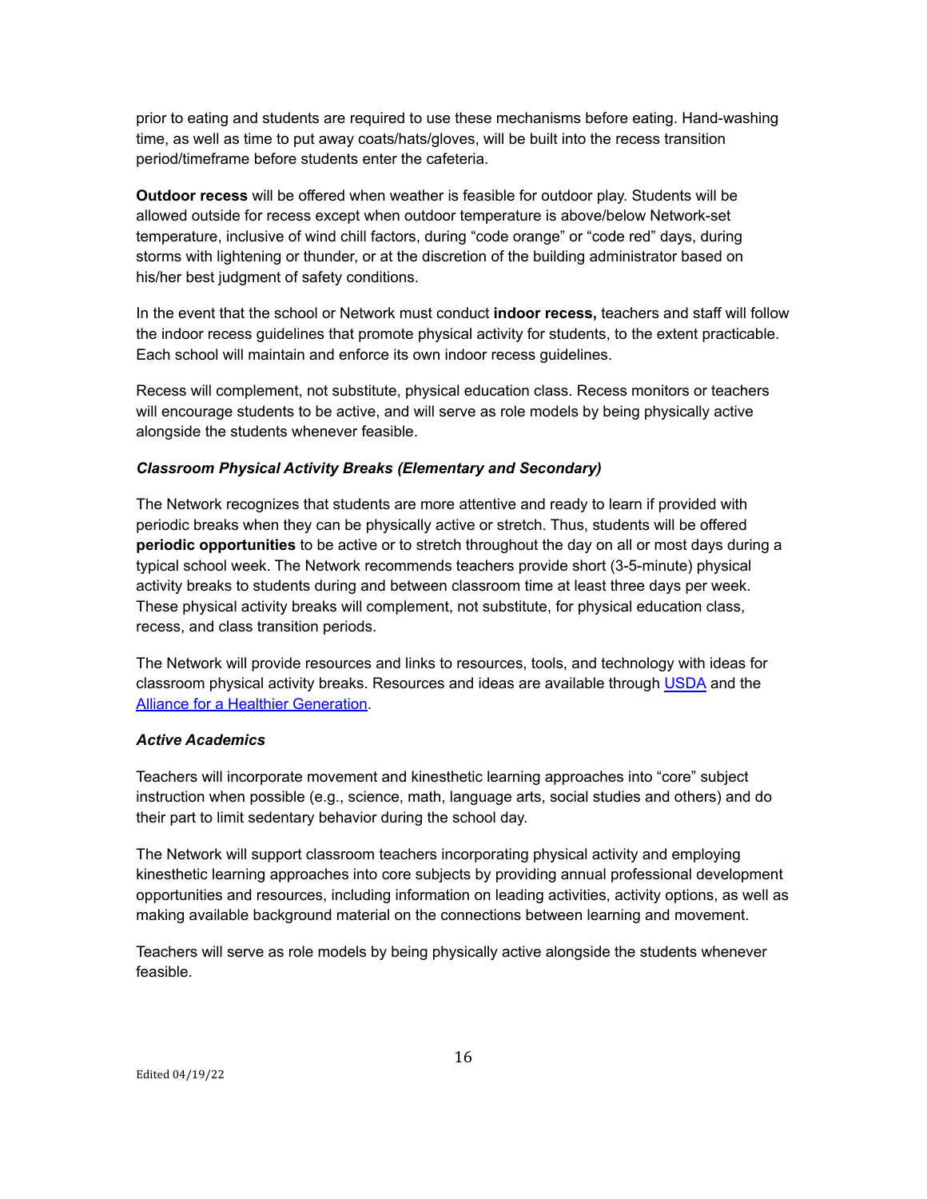prior to eating and students are required to use these mechanisms before eating. Hand-washing time, as well as time to put away coats/hats/gloves, will be built into the recess transition period/timeframe before students enter the cafeteria.

**Outdoor recess** will be offered when weather is feasible for outdoor play. Students will be allowed outside for recess except when outdoor temperature is above/below Network-set temperature, inclusive of wind chill factors, during "code orange" or "code red" days, during storms with lightening or thunder, or at the discretion of the building administrator based on his/her best judgment of safety conditions.

In the event that the school or Network must conduct **indoor recess,** teachers and staff will follow the indoor recess guidelines that promote physical activity for students, to the extent practicable. Each school will maintain and enforce its own indoor recess guidelines.

Recess will complement, not substitute, physical education class. Recess monitors or teachers will encourage students to be active, and will serve as role models by being physically active alongside the students whenever feasible.

***Classroom Physical Activity Breaks (Elementary and Secondary)***

The Network recognizes that students are more attentive and ready to learn if provided with periodic breaks when they can be physically active or stretch. Thus, students will be offered **periodic opportunities** to be active or to stretch throughout the day on all or most days during a typical school week. The Network recommends teachers provide short (3-5-minute) physical activity breaks to students during and between classroom time at least three days per week. These physical activity breaks will complement, not substitute, for physical education class, recess, and class transition periods.

The Network will provide resources and links to resources, tools, and technology with ideas for classroom physical activity breaks. Resources and ideas are available through USDA and the Alliance for a Healthier Generation.

***Active Academics***

Teachers will incorporate movement and kinesthetic learning approaches into "core" subject instruction when possible (e.g., science, math, language arts, social studies and others) and do their part to limit sedentary behavior during the school day.

The Network will support classroom teachers incorporating physical activity and employing kinesthetic learning approaches into core subjects by providing annual professional development opportunities and resources, including information on leading activities, activity options, as well as making available background material on the connections between learning and movement.

Teachers will serve as role models by being physically active alongside the students whenever feasible.

Edited 04/19/22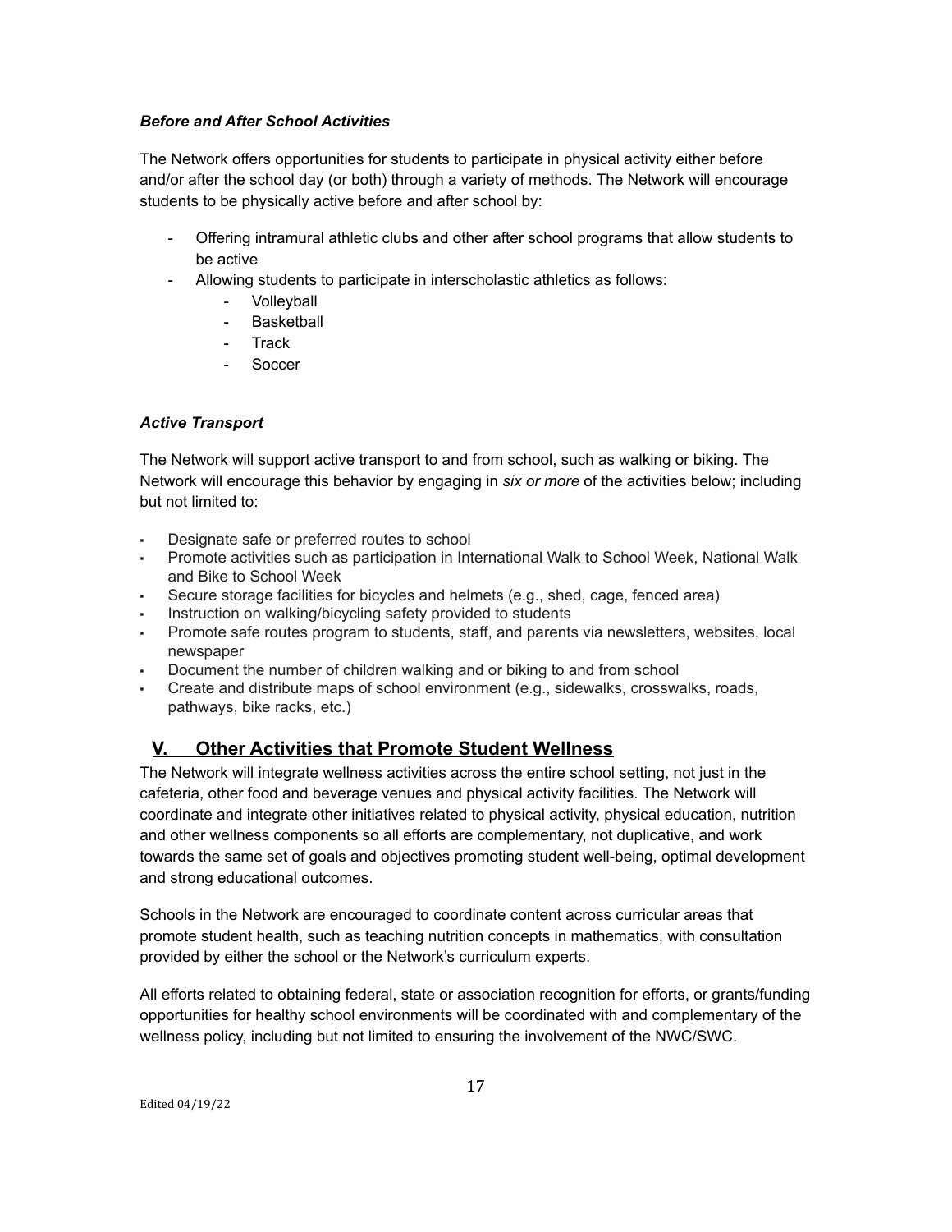***Before and After School Activities***

The Network offers opportunities for students to participate in physical activity either before and/or after the school day (or both) through a variety of methods. The Network will encourage students to be physically active before and after school by:

- Offering intramural athletic clubs and other after school programs that allow students to be active
- Allowing students to participate in interscholastic athletics as follows:
    - Volleyball
    - Basketball
    - Track
    - Soccer

***Active Transport***

The Network will support active transport to and from school, such as walking or biking. The Network will encourage this behavior by engaging in *six or more* of the activities below; including but not limited to:

- Designate safe or preferred routes to school
- Promote activities such as participation in International Walk to School Week, National Walk and Bike to School Week
- Secure storage facilities for bicycles and helmets (e.g., shed, cage, fenced area)
- Instruction on walking/bicycling safety provided to students
- Promote safe routes program to students, staff, and parents via newsletters, websites, local newspaper
- Document the number of children walking and or biking to and from school
- Create and distribute maps of school environment (e.g., sidewalks, crosswalks, roads, pathways, bike racks, etc.)

## V. Other Activities that Promote Student Wellness

The Network will integrate wellness activities across the entire school setting, not just in the cafeteria, other food and beverage venues and physical activity facilities. The Network will coordinate and integrate other initiatives related to physical activity, physical education, nutrition and other wellness components so all efforts are complementary, not duplicative, and work towards the same set of goals and objectives promoting student well-being, optimal development and strong educational outcomes.

Schools in the Network are encouraged to coordinate content across curricular areas that promote student health, such as teaching nutrition concepts in mathematics, with consultation provided by either the school or the Network's curriculum experts.

All efforts related to obtaining federal, state or association recognition for efforts, or grants/funding opportunities for healthy school environments will be coordinated with and complementary of the wellness policy, including but not limited to ensuring the involvement of the NWC/SWC.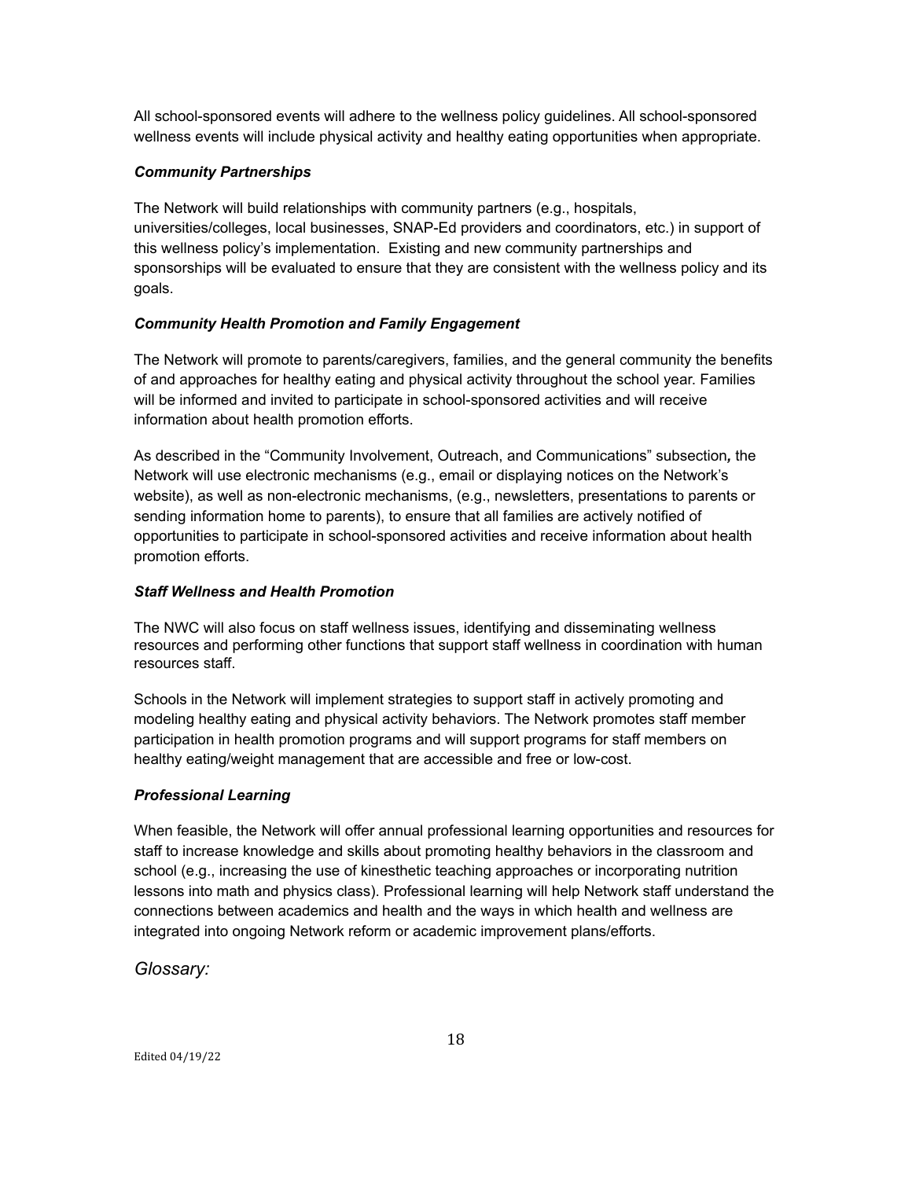All school-sponsored events will adhere to the wellness policy guidelines. All school-sponsored wellness events will include physical activity and healthy eating opportunities when appropriate.

***Community Partnerships***

The Network will build relationships with community partners (e.g., hospitals, universities/colleges, local businesses, SNAP-Ed providers and coordinators, etc.) in support of this wellness policy's implementation. Existing and new community partnerships and sponsorships will be evaluated to ensure that they are consistent with the wellness policy and its goals.

***Community Health Promotion and Family Engagement***

The Network will promote to parents/caregivers, families, and the general community the benefits of and approaches for healthy eating and physical activity throughout the school year. Families will be informed and invited to participate in school-sponsored activities and will receive information about health promotion efforts.

As described in the "Community Involvement, Outreach, and Communications" subsection***,*** the Network will use electronic mechanisms (e.g., email or displaying notices on the Network's website), as well as non-electronic mechanisms, (e.g., newsletters, presentations to parents or sending information home to parents), to ensure that all families are actively notified of opportunities to participate in school-sponsored activities and receive information about health promotion efforts.

***Staff Wellness and Health Promotion***

The NWC will also focus on staff wellness issues, identifying and disseminating wellness resources and performing other functions that support staff wellness in coordination with human resources staff.

Schools in the Network will implement strategies to support staff in actively promoting and modeling healthy eating and physical activity behaviors. The Network promotes staff member participation in health promotion programs and will support programs for staff members on healthy eating/weight management that are accessible and free or low-cost.

***Professional Learning***

When feasible, the Network will offer annual professional learning opportunities and resources for staff to increase knowledge and skills about promoting healthy behaviors in the classroom and school (e.g., increasing the use of kinesthetic teaching approaches or incorporating nutrition lessons into math and physics class). Professional learning will help Network staff understand the connections between academics and health and the ways in which health and wellness are integrated into ongoing Network reform or academic improvement plans/efforts.

## *Glossary:*

Edited 04/19/22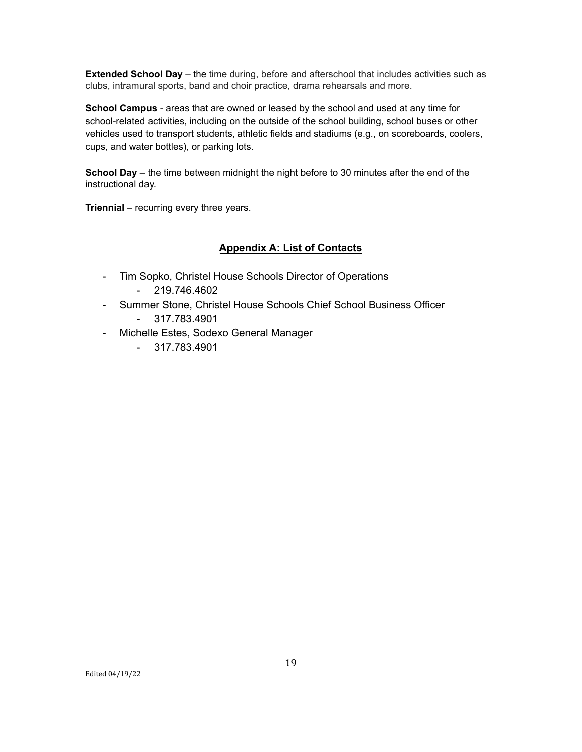**Extended School Day** – the time during, before and afterschool that includes activities such as clubs, intramural sports, band and choir practice, drama rehearsals and more.

**School Campus** - areas that are owned or leased by the school and used at any time for school-related activities, including on the outside of the school building, school buses or other vehicles used to transport students, athletic fields and stadiums (e.g., on scoreboards, coolers, cups, and water bottles), or parking lots.

**School Day** – the time between midnight the night before to 30 minutes after the end of the instructional day.

**Triennial** – recurring every three years.

## Appendix A: List of Contacts

- Tim Sopko, Christel House Schools Director of Operations
  - 219.746.4602
- Summer Stone, Christel House Schools Chief School Business Officer
  - 317.783.4901
- Michelle Estes, Sodexo General Manager
  - 317.783.4901

Edited 04/19/22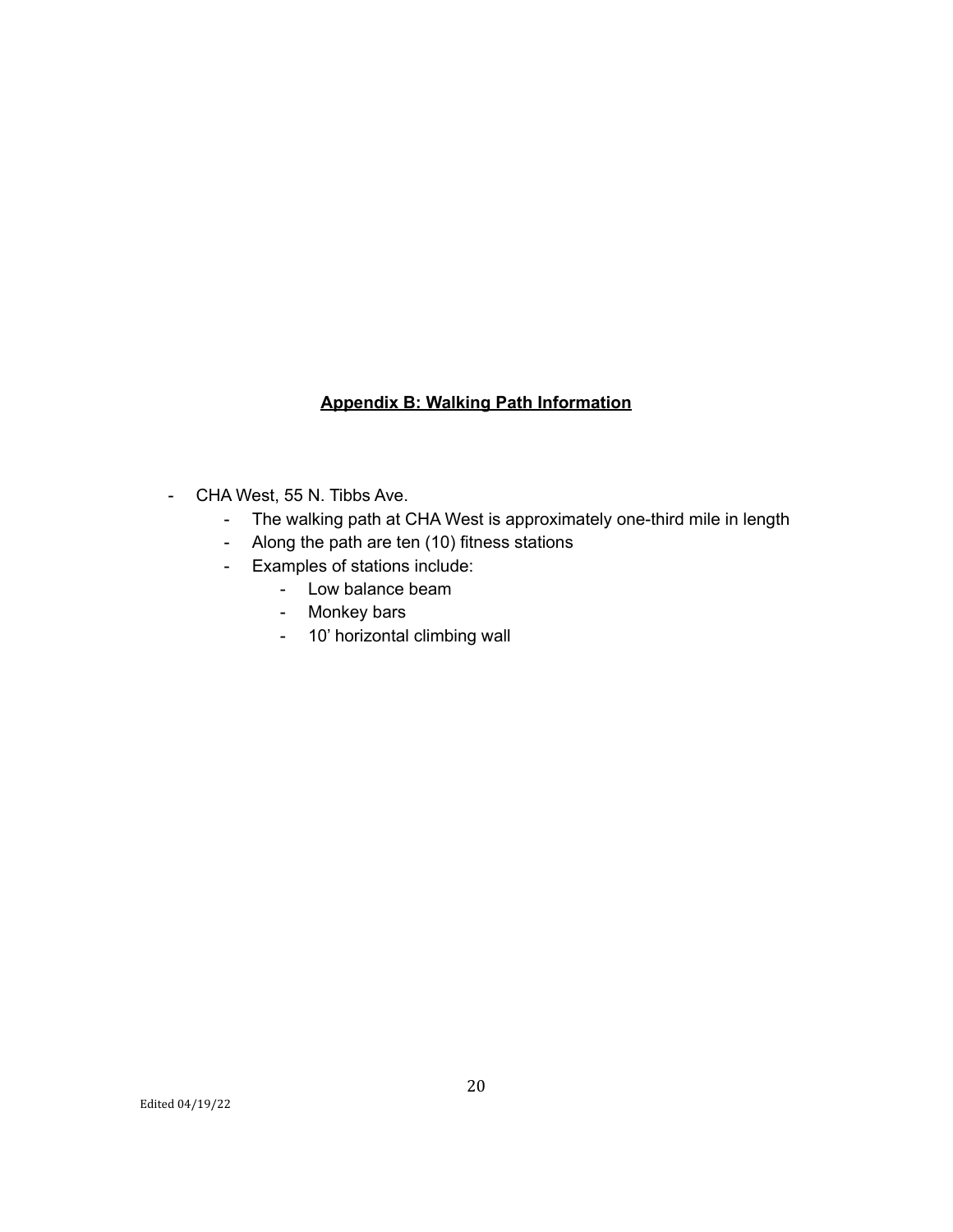## Appendix B: Walking Path Information

- CHA West, 55 N. Tibbs Ave.
  - The walking path at CHA West is approximately one-third mile in length
  - Along the path are ten (10) fitness stations
  - Examples of stations include:
    - Low balance beam
    - Monkey bars
    - 10' horizontal climbing wall

Edited 04/19/22